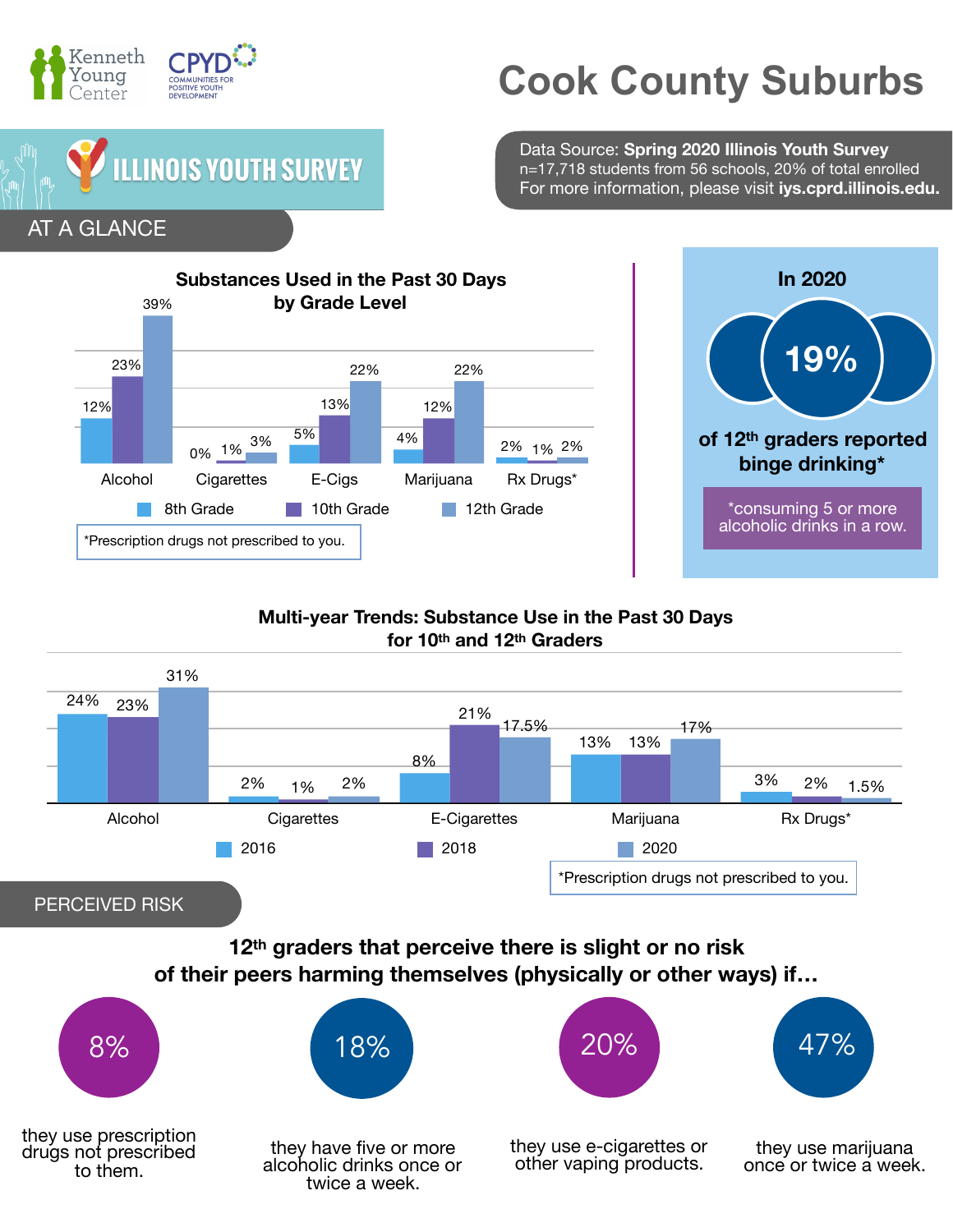Kenneth Young Center | CPYD Communities for Positive Youth Development

# Cook County Suburbs

## ILLINOIS YOUTH SURVEY

Data Source: **Spring 2020 Illinois Youth Survey**
n=17,718 students from 56 schools, 20% of total enrolled
For more information, please visit **iys.cprd.illinois.edu.**

## AT A GLANCE

### Substances Used in the Past 30 Days by Grade Level

| | 8th Grade | 10th Grade | 12th Grade |
|---|---|---|---|
| Alcohol | 12% | 23% | 39% |
| Cigarettes | 0% | 1% | 3% |
| E-Cigs | 5% | 13% | 22% |
| Marijuana | 4% | 12% | 22% |
| Rx Drugs* | 2% | 1% | 2% |

*Prescription drugs not prescribed to you.

### In 2020

**19%** of 12th graders reported binge drinking*

*consuming 5 or more alcoholic drinks in a row.

### Multi-year Trends: Substance Use in the Past 30 Days for 10th and 12th Graders

| | 2016 | 2018 | 2020 |
|---|---|---|---|
| Alcohol | 24% | 23% | 31% |
| Cigarettes | 2% | 1% | 2% |
| E-Cigarettes | 8% | 21% | 17.5% |
| Marijuana | 13% | 13% | 17% |
| Rx Drugs* | 3% | 2% | 1.5% |

*Prescription drugs not prescribed to you.

## PERCEIVED RISK

### 12th graders that perceive there is slight or no risk of their peers harming themselves (physically or other ways) if…

- **8%** they use prescription drugs not prescribed to them.
- **18%** they have five or more alcoholic drinks once or twice a week.
- **20%** they use e-cigarettes or other vaping products.
- **47%** they use marijuana once or twice a week.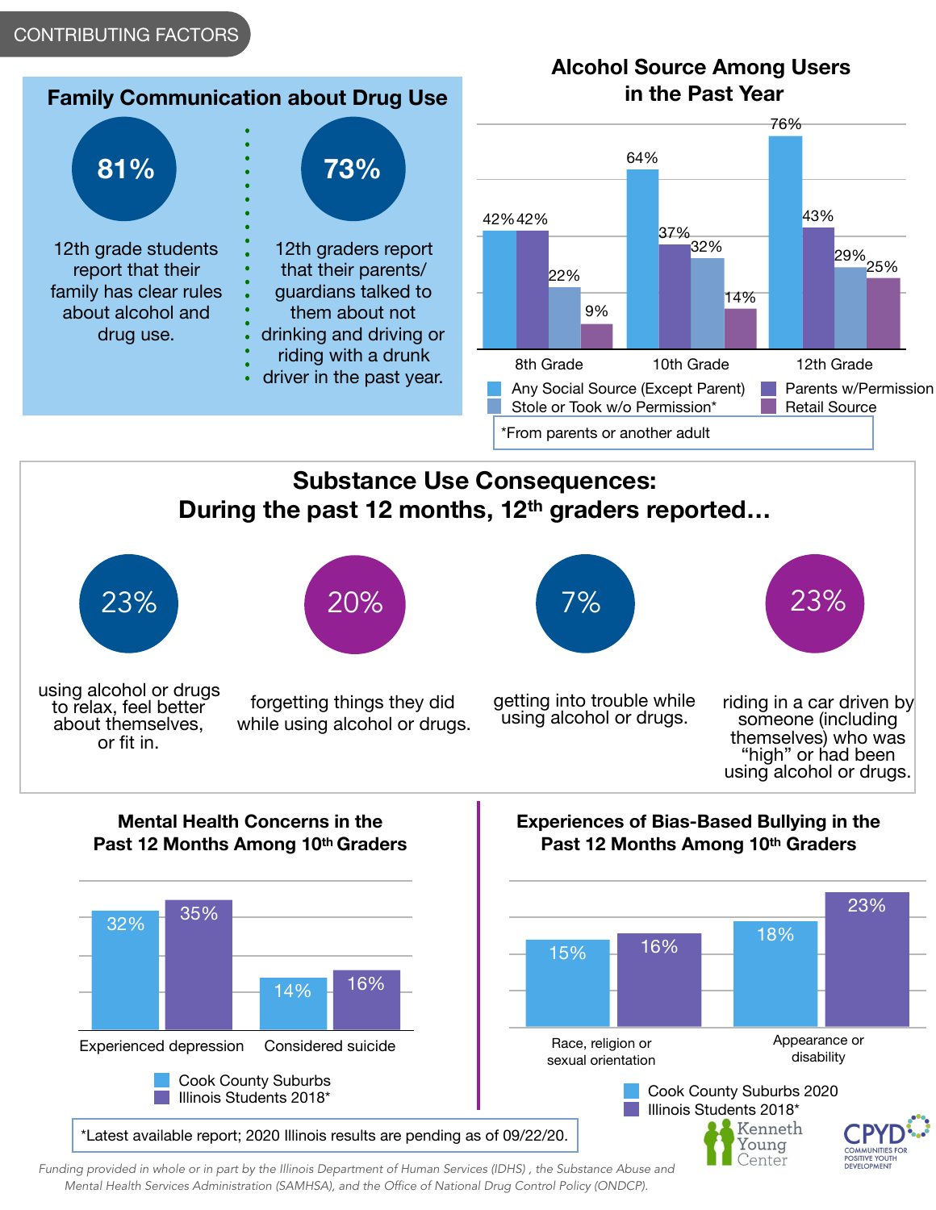CONTRIBUTING FACTORS

## Family Communication about Drug Use

**81%**

12th grade students report that their family has clear rules about alcohol and drug use.

**73%**

12th graders report that their parents/ guardians talked to them about not drinking and driving or riding with a drunk driver in the past year.

## Alcohol Source Among Users in the Past Year

42% 42% 22% 9%

64% 37% 32% 14%

76% 43% 29% 25%

8th Grade

10th Grade

12th Grade

Any Social Source (Except Parent)

Parents w/Permission

Stole or Took w/o Permission*

Retail Source

*From parents or another adult

## Substance Use Consequences: During the past 12 months, 12th graders reported…

**23%**

using alcohol or drugs to relax, feel better about themselves, or fit in.

**20%**

forgetting things they did while using alcohol or drugs.

**7%**

getting into trouble while using alcohol or drugs.

**23%**

riding in a car driven by someone (including themselves) who was "high" or had been using alcohol or drugs.

## Mental Health Concerns in the Past 12 Months Among 10th Graders

32% 35%

14% 16%

Experienced depression

Considered suicide

Cook County Suburbs

Illinois Students 2018*

## Experiences of Bias-Based Bullying in the Past 12 Months Among 10th Graders

15% 16%

18% 23%

Race, religion or sexual orientation

Appearance or disability

Cook County Suburbs 2020

Illinois Students 2018*

*Latest available report; 2020 Illinois results are pending as of 09/22/20.

Kenneth Young Center

CPYD COMMUNITIES FOR POSITIVE YOUTH DEVELOPMENT

*Funding provided in whole or in part by the Illinois Department of Human Services (IDHS), the Substance Abuse and Mental Health Services Administration (SAMHSA), and the Office of National Drug Control Policy (ONDCP).*